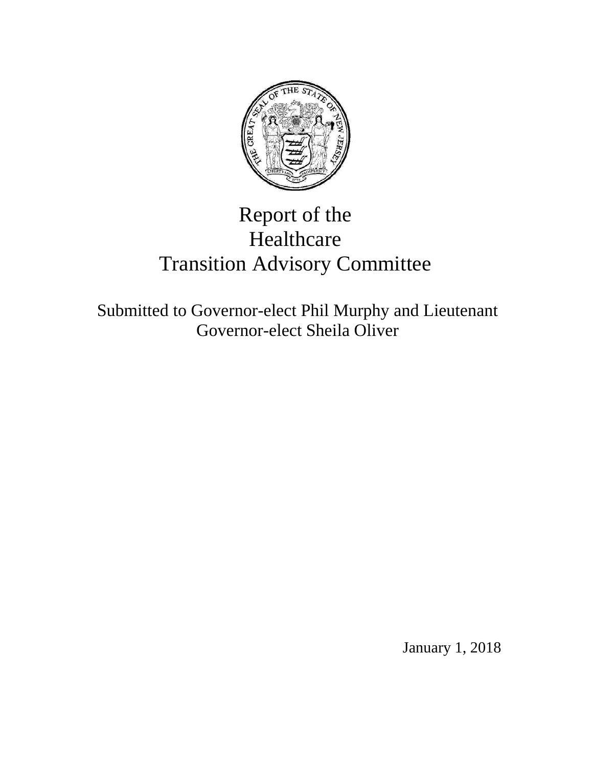# Report of the Healthcare Transition Advisory Committee

Submitted to Governor-elect Phil Murphy and Lieutenant Governor-elect Sheila Oliver

January 1, 2018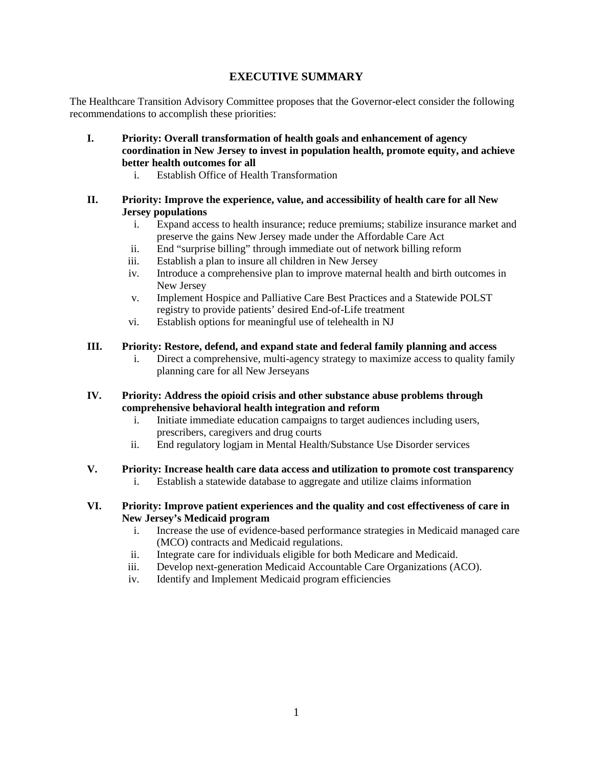# EXECUTIVE SUMMARY

The Healthcare Transition Advisory Committee proposes that the Governor-elect consider the following recommendations to accomplish these priorities:

**I. Priority: Overall transformation of health goals and enhancement of agency coordination in New Jersey to invest in population health, promote equity, and achieve better health outcomes for all**

   i. Establish Office of Health Transformation

**II. Priority: Improve the experience, value, and accessibility of health care for all New Jersey populations**

   i. Expand access to health insurance; reduce premiums; stabilize insurance market and preserve the gains New Jersey made under the Affordable Care Act
   ii. End "surprise billing" through immediate out of network billing reform
   iii. Establish a plan to insure all children in New Jersey
   iv. Introduce a comprehensive plan to improve maternal health and birth outcomes in New Jersey
   v. Implement Hospice and Palliative Care Best Practices and a Statewide POLST registry to provide patients' desired End-of-Life treatment
   vi. Establish options for meaningful use of telehealth in NJ

**III. Priority: Restore, defend, and expand state and federal family planning and access**

   i. Direct a comprehensive, multi-agency strategy to maximize access to quality family planning care for all New Jerseyans

**IV. Priority: Address the opioid crisis and other substance abuse problems through comprehensive behavioral health integration and reform**

   i. Initiate immediate education campaigns to target audiences including users, prescribers, caregivers and drug courts
   ii. End regulatory logjam in Mental Health/Substance Use Disorder services

**V. Priority: Increase health care data access and utilization to promote cost transparency**

   i. Establish a statewide database to aggregate and utilize claims information

**VI. Priority: Improve patient experiences and the quality and cost effectiveness of care in New Jersey's Medicaid program**

   i. Increase the use of evidence-based performance strategies in Medicaid managed care (MCO) contracts and Medicaid regulations.
   ii. Integrate care for individuals eligible for both Medicare and Medicaid.
   iii. Develop next-generation Medicaid Accountable Care Organizations (ACO).
   iv. Identify and Implement Medicaid program efficiencies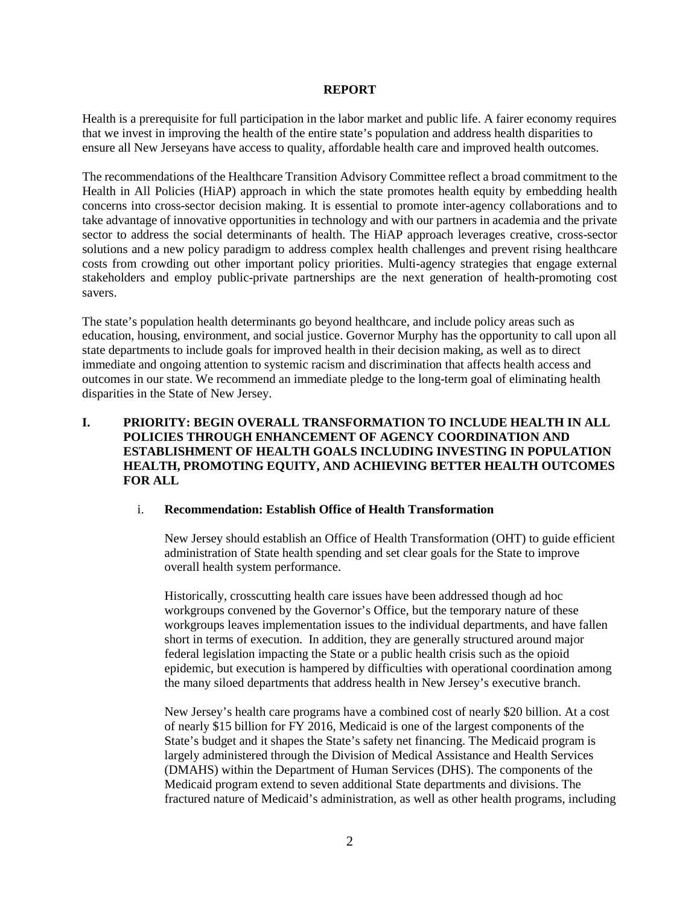# REPORT

Health is a prerequisite for full participation in the labor market and public life. A fairer economy requires that we invest in improving the health of the entire state's population and address health disparities to ensure all New Jerseyans have access to quality, affordable health care and improved health outcomes.

The recommendations of the Healthcare Transition Advisory Committee reflect a broad commitment to the Health in All Policies (HiAP) approach in which the state promotes health equity by embedding health concerns into cross-sector decision making. It is essential to promote inter-agency collaborations and to take advantage of innovative opportunities in technology and with our partners in academia and the private sector to address the social determinants of health. The HiAP approach leverages creative, cross-sector solutions and a new policy paradigm to address complex health challenges and prevent rising healthcare costs from crowding out other important policy priorities. Multi-agency strategies that engage external stakeholders and employ public-private partnerships are the next generation of health-promoting cost savers.

The state's population health determinants go beyond healthcare, and include policy areas such as education, housing, environment, and social justice. Governor Murphy has the opportunity to call upon all state departments to include goals for improved health in their decision making, as well as to direct immediate and ongoing attention to systemic racism and discrimination that affects health access and outcomes in our state. We recommend an immediate pledge to the long-term goal of eliminating health disparities in the State of New Jersey.

## I. PRIORITY: BEGIN OVERALL TRANSFORMATION TO INCLUDE HEALTH IN ALL POLICIES THROUGH ENHANCEMENT OF AGENCY COORDINATION AND ESTABLISHMENT OF HEALTH GOALS INCLUDING INVESTING IN POPULATION HEALTH, PROMOTING EQUITY, AND ACHIEVING BETTER HEALTH OUTCOMES FOR ALL

### i. Recommendation: Establish Office of Health Transformation

New Jersey should establish an Office of Health Transformation (OHT) to guide efficient administration of State health spending and set clear goals for the State to improve overall health system performance.

Historically, crosscutting health care issues have been addressed though ad hoc workgroups convened by the Governor's Office, but the temporary nature of these workgroups leaves implementation issues to the individual departments, and have fallen short in terms of execution. In addition, they are generally structured around major federal legislation impacting the State or a public health crisis such as the opioid epidemic, but execution is hampered by difficulties with operational coordination among the many siloed departments that address health in New Jersey's executive branch.

New Jersey's health care programs have a combined cost of nearly $20 billion. At a cost of nearly $15 billion for FY 2016, Medicaid is one of the largest components of the State's budget and it shapes the State's safety net financing. The Medicaid program is largely administered through the Division of Medical Assistance and Health Services (DMAHS) within the Department of Human Services (DHS). The components of the Medicaid program extend to seven additional State departments and divisions. The fractured nature of Medicaid's administration, as well as other health programs, including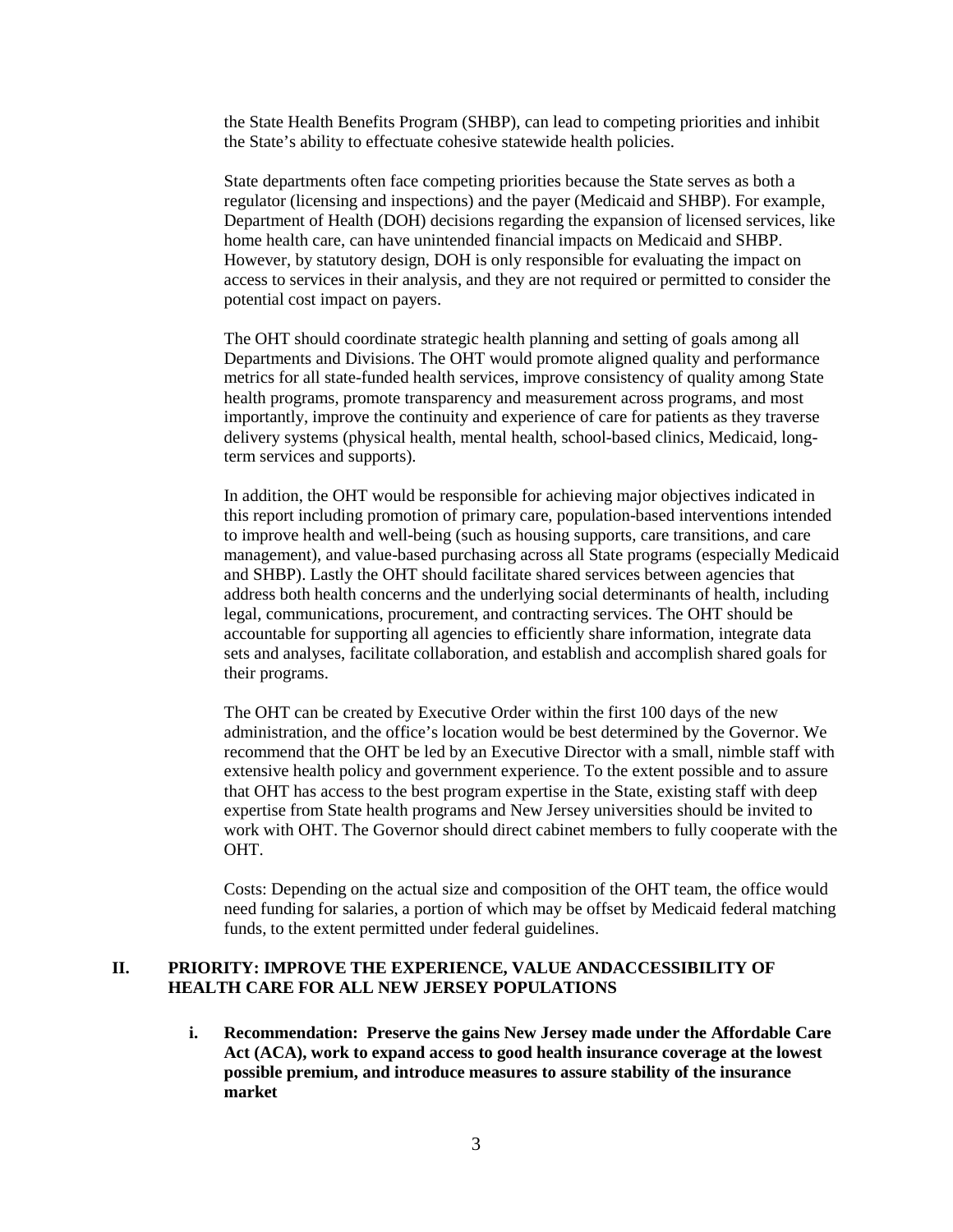the State Health Benefits Program (SHBP), can lead to competing priorities and inhibit the State's ability to effectuate cohesive statewide health policies.

State departments often face competing priorities because the State serves as both a regulator (licensing and inspections) and the payer (Medicaid and SHBP). For example, Department of Health (DOH) decisions regarding the expansion of licensed services, like home health care, can have unintended financial impacts on Medicaid and SHBP. However, by statutory design, DOH is only responsible for evaluating the impact on access to services in their analysis, and they are not required or permitted to consider the potential cost impact on payers.

The OHT should coordinate strategic health planning and setting of goals among all Departments and Divisions. The OHT would promote aligned quality and performance metrics for all state-funded health services, improve consistency of quality among State health programs, promote transparency and measurement across programs, and most importantly, improve the continuity and experience of care for patients as they traverse delivery systems (physical health, mental health, school-based clinics, Medicaid, long-term services and supports).

In addition, the OHT would be responsible for achieving major objectives indicated in this report including promotion of primary care, population-based interventions intended to improve health and well-being (such as housing supports, care transitions, and care management), and value-based purchasing across all State programs (especially Medicaid and SHBP). Lastly the OHT should facilitate shared services between agencies that address both health concerns and the underlying social determinants of health, including legal, communications, procurement, and contracting services. The OHT should be accountable for supporting all agencies to efficiently share information, integrate data sets and analyses, facilitate collaboration, and establish and accomplish shared goals for their programs.

The OHT can be created by Executive Order within the first 100 days of the new administration, and the office's location would be best determined by the Governor. We recommend that the OHT be led by an Executive Director with a small, nimble staff with extensive health policy and government experience. To the extent possible and to assure that OHT has access to the best program expertise in the State, existing staff with deep expertise from State health programs and New Jersey universities should be invited to work with OHT. The Governor should direct cabinet members to fully cooperate with the OHT.

Costs: Depending on the actual size and composition of the OHT team, the office would need funding for salaries, a portion of which may be offset by Medicaid federal matching funds, to the extent permitted under federal guidelines.

## II. PRIORITY: IMPROVE THE EXPERIENCE, VALUE ANDACCESSIBILITY OF HEALTH CARE FOR ALL NEW JERSEY POPULATIONS

**i. Recommendation: Preserve the gains New Jersey made under the Affordable Care Act (ACA), work to expand access to good health insurance coverage at the lowest possible premium, and introduce measures to assure stability of the insurance market**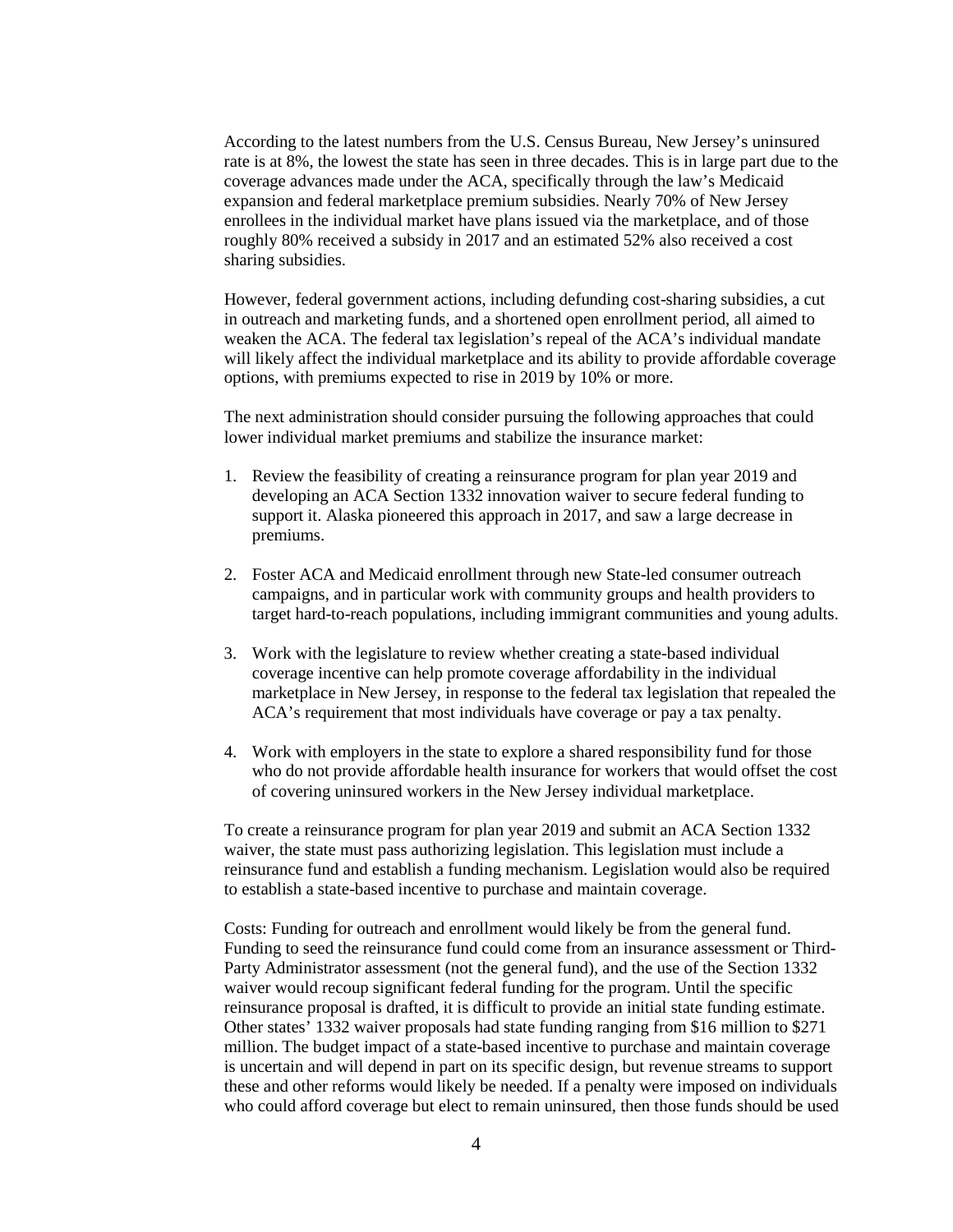According to the latest numbers from the U.S. Census Bureau, New Jersey's uninsured rate is at 8%, the lowest the state has seen in three decades. This is in large part due to the coverage advances made under the ACA, specifically through the law's Medicaid expansion and federal marketplace premium subsidies. Nearly 70% of New Jersey enrollees in the individual market have plans issued via the marketplace, and of those roughly 80% received a subsidy in 2017 and an estimated 52% also received a cost sharing subsidies.

However, federal government actions, including defunding cost-sharing subsidies, a cut in outreach and marketing funds, and a shortened open enrollment period, all aimed to weaken the ACA. The federal tax legislation's repeal of the ACA's individual mandate will likely affect the individual marketplace and its ability to provide affordable coverage options, with premiums expected to rise in 2019 by 10% or more.

The next administration should consider pursuing the following approaches that could lower individual market premiums and stabilize the insurance market:

1. Review the feasibility of creating a reinsurance program for plan year 2019 and developing an ACA Section 1332 innovation waiver to secure federal funding to support it. Alaska pioneered this approach in 2017, and saw a large decrease in premiums.
2. Foster ACA and Medicaid enrollment through new State-led consumer outreach campaigns, and in particular work with community groups and health providers to target hard-to-reach populations, including immigrant communities and young adults.
3. Work with the legislature to review whether creating a state-based individual coverage incentive can help promote coverage affordability in the individual marketplace in New Jersey, in response to the federal tax legislation that repealed the ACA's requirement that most individuals have coverage or pay a tax penalty.
4. Work with employers in the state to explore a shared responsibility fund for those who do not provide affordable health insurance for workers that would offset the cost of covering uninsured workers in the New Jersey individual marketplace.

To create a reinsurance program for plan year 2019 and submit an ACA Section 1332 waiver, the state must pass authorizing legislation. This legislation must include a reinsurance fund and establish a funding mechanism. Legislation would also be required to establish a state-based incentive to purchase and maintain coverage.

Costs: Funding for outreach and enrollment would likely be from the general fund. Funding to seed the reinsurance fund could come from an insurance assessment or Third-Party Administrator assessment (not the general fund), and the use of the Section 1332 waiver would recoup significant federal funding for the program. Until the specific reinsurance proposal is drafted, it is difficult to provide an initial state funding estimate. Other states' 1332 waiver proposals had state funding ranging from $16 million to $271 million. The budget impact of a state-based incentive to purchase and maintain coverage is uncertain and will depend in part on its specific design, but revenue streams to support these and other reforms would likely be needed. If a penalty were imposed on individuals who could afford coverage but elect to remain uninsured, then those funds should be used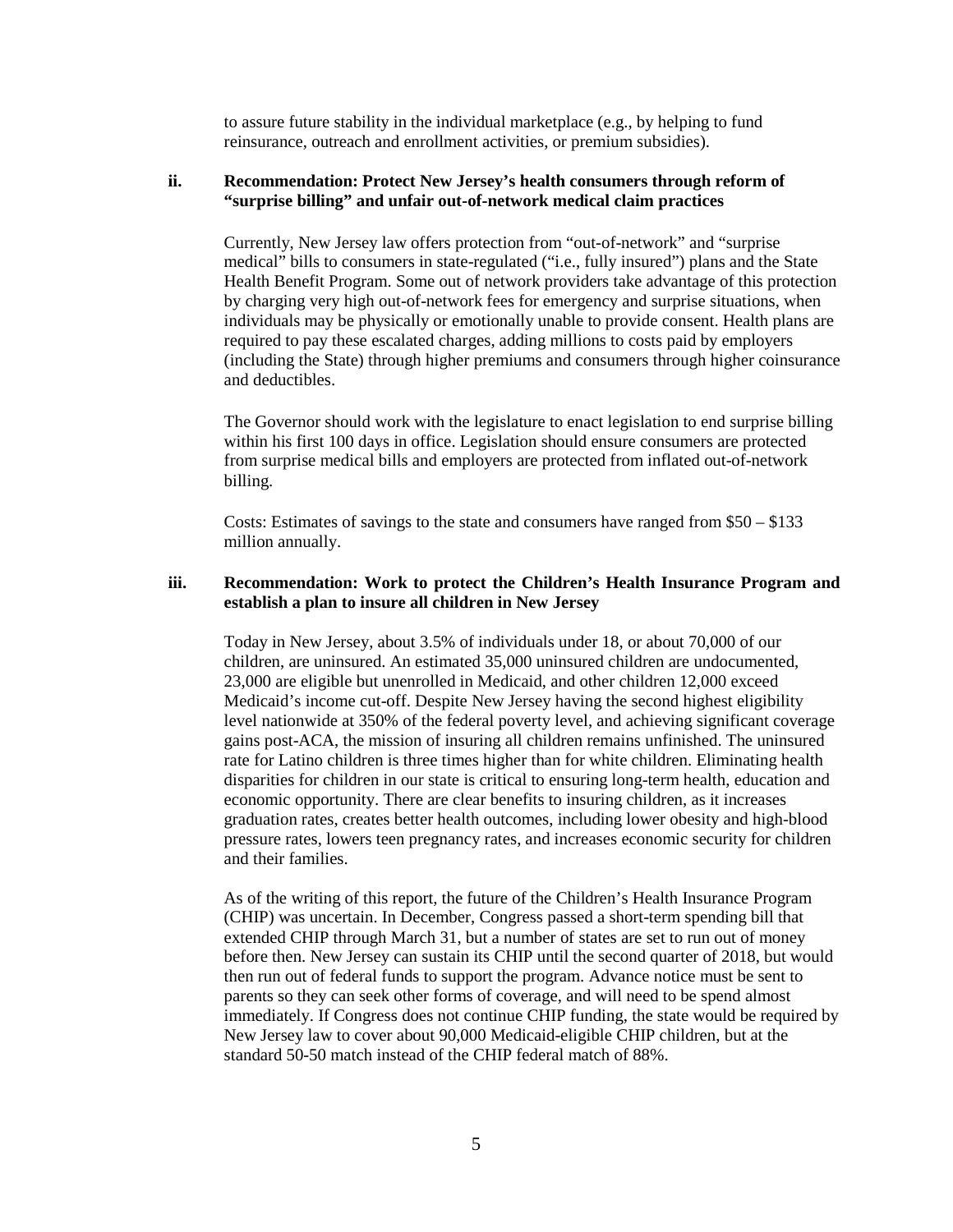to assure future stability in the individual marketplace (e.g., by helping to fund reinsurance, outreach and enrollment activities, or premium subsidies).

### ii. Recommendation: Protect New Jersey's health consumers through reform of "surprise billing" and unfair out-of-network medical claim practices

Currently, New Jersey law offers protection from "out-of-network" and "surprise medical" bills to consumers in state-regulated ("i.e., fully insured") plans and the State Health Benefit Program. Some out of network providers take advantage of this protection by charging very high out-of-network fees for emergency and surprise situations, when individuals may be physically or emotionally unable to provide consent. Health plans are required to pay these escalated charges, adding millions to costs paid by employers (including the State) through higher premiums and consumers through higher coinsurance and deductibles.

The Governor should work with the legislature to enact legislation to end surprise billing within his first 100 days in office. Legislation should ensure consumers are protected from surprise medical bills and employers are protected from inflated out-of-network billing.

Costs: Estimates of savings to the state and consumers have ranged from $50 – $133 million annually.

### iii. Recommendation: Work to protect the Children's Health Insurance Program and establish a plan to insure all children in New Jersey

Today in New Jersey, about 3.5% of individuals under 18, or about 70,000 of our children, are uninsured. An estimated 35,000 uninsured children are undocumented, 23,000 are eligible but unenrolled in Medicaid, and other children 12,000 exceed Medicaid's income cut-off. Despite New Jersey having the second highest eligibility level nationwide at 350% of the federal poverty level, and achieving significant coverage gains post-ACA, the mission of insuring all children remains unfinished. The uninsured rate for Latino children is three times higher than for white children. Eliminating health disparities for children in our state is critical to ensuring long-term health, education and economic opportunity. There are clear benefits to insuring children, as it increases graduation rates, creates better health outcomes, including lower obesity and high-blood pressure rates, lowers teen pregnancy rates, and increases economic security for children and their families.

As of the writing of this report, the future of the Children's Health Insurance Program (CHIP) was uncertain. In December, Congress passed a short-term spending bill that extended CHIP through March 31, but a number of states are set to run out of money before then. New Jersey can sustain its CHIP until the second quarter of 2018, but would then run out of federal funds to support the program. Advance notice must be sent to parents so they can seek other forms of coverage, and will need to be spend almost immediately. If Congress does not continue CHIP funding, the state would be required by New Jersey law to cover about 90,000 Medicaid-eligible CHIP children, but at the standard 50-50 match instead of the CHIP federal match of 88%.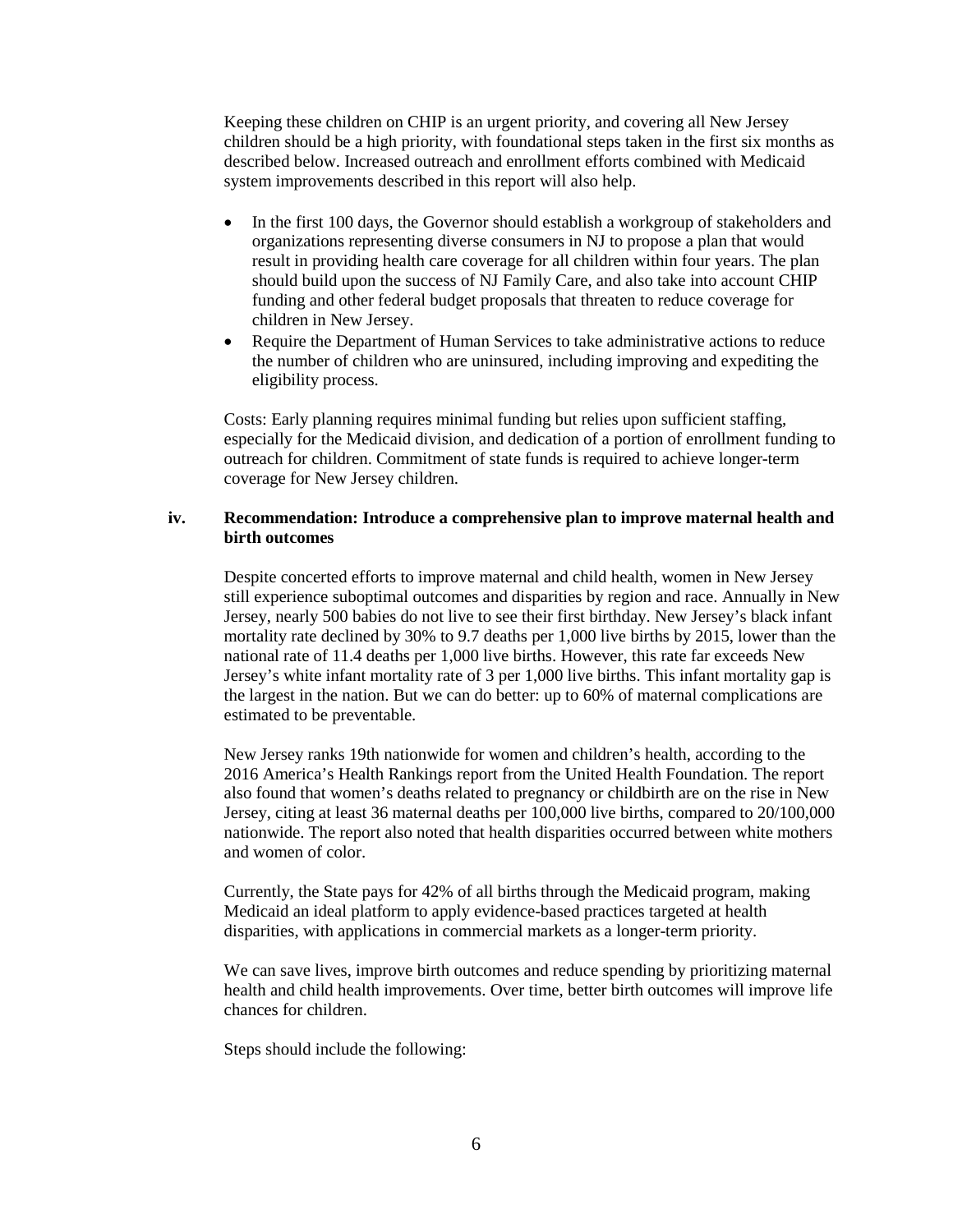Keeping these children on CHIP is an urgent priority, and covering all New Jersey children should be a high priority, with foundational steps taken in the first six months as described below. Increased outreach and enrollment efforts combined with Medicaid system improvements described in this report will also help.

- In the first 100 days, the Governor should establish a workgroup of stakeholders and organizations representing diverse consumers in NJ to propose a plan that would result in providing health care coverage for all children within four years. The plan should build upon the success of NJ Family Care, and also take into account CHIP funding and other federal budget proposals that threaten to reduce coverage for children in New Jersey.
- Require the Department of Human Services to take administrative actions to reduce the number of children who are uninsured, including improving and expediting the eligibility process.

Costs: Early planning requires minimal funding but relies upon sufficient staffing, especially for the Medicaid division, and dedication of a portion of enrollment funding to outreach for children. Commitment of state funds is required to achieve longer-term coverage for New Jersey children.

### iv. Recommendation: Introduce a comprehensive plan to improve maternal health and birth outcomes

Despite concerted efforts to improve maternal and child health, women in New Jersey still experience suboptimal outcomes and disparities by region and race. Annually in New Jersey, nearly 500 babies do not live to see their first birthday. New Jersey's black infant mortality rate declined by 30% to 9.7 deaths per 1,000 live births by 2015, lower than the national rate of 11.4 deaths per 1,000 live births. However, this rate far exceeds New Jersey's white infant mortality rate of 3 per 1,000 live births. This infant mortality gap is the largest in the nation. But we can do better: up to 60% of maternal complications are estimated to be preventable.

New Jersey ranks 19th nationwide for women and children's health, according to the 2016 America's Health Rankings report from the United Health Foundation. The report also found that women's deaths related to pregnancy or childbirth are on the rise in New Jersey, citing at least 36 maternal deaths per 100,000 live births, compared to 20/100,000 nationwide. The report also noted that health disparities occurred between white mothers and women of color.

Currently, the State pays for 42% of all births through the Medicaid program, making Medicaid an ideal platform to apply evidence-based practices targeted at health disparities, with applications in commercial markets as a longer-term priority.

We can save lives, improve birth outcomes and reduce spending by prioritizing maternal health and child health improvements. Over time, better birth outcomes will improve life chances for children.

Steps should include the following: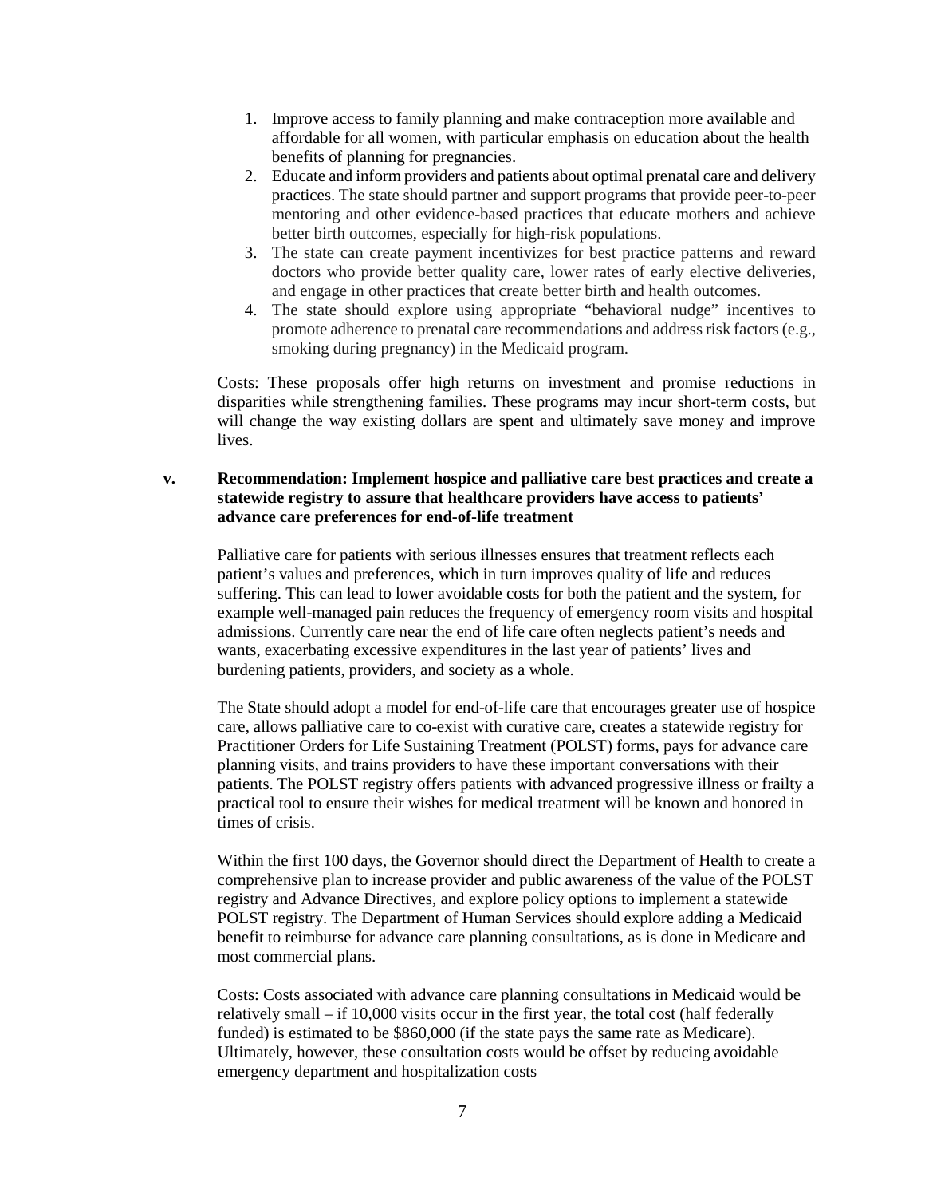1. Improve access to family planning and make contraception more available and affordable for all women, with particular emphasis on education about the health benefits of planning for pregnancies.
2. Educate and inform providers and patients about optimal prenatal care and delivery practices. The state should partner and support programs that provide peer-to-peer mentoring and other evidence-based practices that educate mothers and achieve better birth outcomes, especially for high-risk populations.
3. The state can create payment incentivizes for best practice patterns and reward doctors who provide better quality care, lower rates of early elective deliveries, and engage in other practices that create better birth and health outcomes.
4. The state should explore using appropriate "behavioral nudge" incentives to promote adherence to prenatal care recommendations and address risk factors (e.g., smoking during pregnancy) in the Medicaid program.

Costs: These proposals offer high returns on investment and promise reductions in disparities while strengthening families. These programs may incur short-term costs, but will change the way existing dollars are spent and ultimately save money and improve lives.

### v. Recommendation: Implement hospice and palliative care best practices and create a statewide registry to assure that healthcare providers have access to patients' advance care preferences for end-of-life treatment

Palliative care for patients with serious illnesses ensures that treatment reflects each patient's values and preferences, which in turn improves quality of life and reduces suffering. This can lead to lower avoidable costs for both the patient and the system, for example well-managed pain reduces the frequency of emergency room visits and hospital admissions. Currently care near the end of life care often neglects patient's needs and wants, exacerbating excessive expenditures in the last year of patients' lives and burdening patients, providers, and society as a whole.

The State should adopt a model for end-of-life care that encourages greater use of hospice care, allows palliative care to co-exist with curative care, creates a statewide registry for Practitioner Orders for Life Sustaining Treatment (POLST) forms, pays for advance care planning visits, and trains providers to have these important conversations with their patients. The POLST registry offers patients with advanced progressive illness or frailty a practical tool to ensure their wishes for medical treatment will be known and honored in times of crisis.

Within the first 100 days, the Governor should direct the Department of Health to create a comprehensive plan to increase provider and public awareness of the value of the POLST registry and Advance Directives, and explore policy options to implement a statewide POLST registry. The Department of Human Services should explore adding a Medicaid benefit to reimburse for advance care planning consultations, as is done in Medicare and most commercial plans.

Costs: Costs associated with advance care planning consultations in Medicaid would be relatively small – if 10,000 visits occur in the first year, the total cost (half federally funded) is estimated to be $860,000 (if the state pays the same rate as Medicare). Ultimately, however, these consultation costs would be offset by reducing avoidable emergency department and hospitalization costs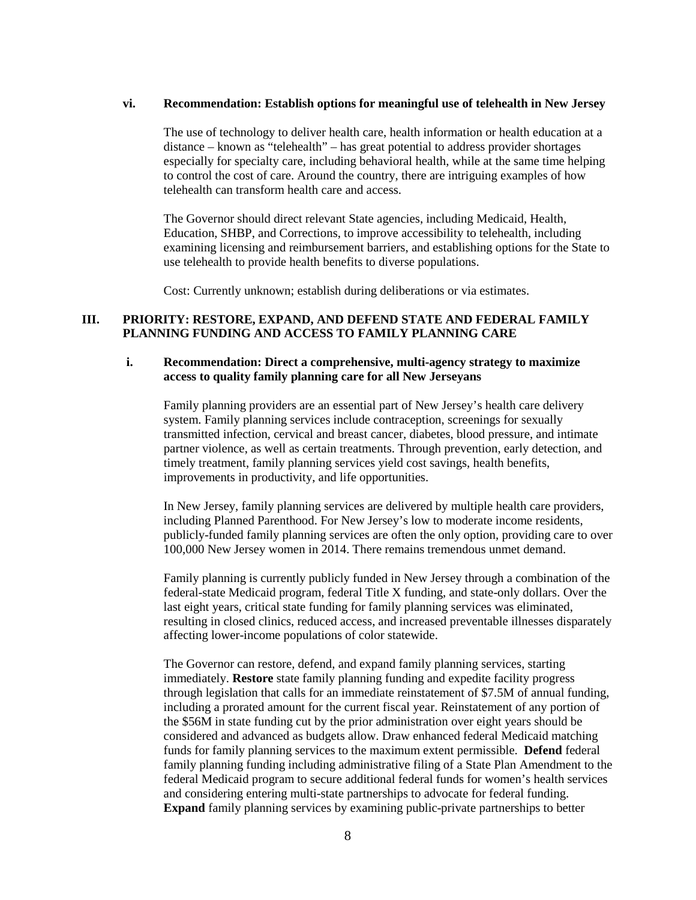#### vi. Recommendation: Establish options for meaningful use of telehealth in New Jersey

The use of technology to deliver health care, health information or health education at a distance – known as "telehealth" – has great potential to address provider shortages especially for specialty care, including behavioral health, while at the same time helping to control the cost of care. Around the country, there are intriguing examples of how telehealth can transform health care and access.

The Governor should direct relevant State agencies, including Medicaid, Health, Education, SHBP, and Corrections, to improve accessibility to telehealth, including examining licensing and reimbursement barriers, and establishing options for the State to use telehealth to provide health benefits to diverse populations.

Cost: Currently unknown; establish during deliberations or via estimates.

## III. PRIORITY: RESTORE, EXPAND, AND DEFEND STATE AND FEDERAL FAMILY PLANNING FUNDING AND ACCESS TO FAMILY PLANNING CARE

#### i. Recommendation: Direct a comprehensive, multi-agency strategy to maximize access to quality family planning care for all New Jerseyans

Family planning providers are an essential part of New Jersey's health care delivery system. Family planning services include contraception, screenings for sexually transmitted infection, cervical and breast cancer, diabetes, blood pressure, and intimate partner violence, as well as certain treatments. Through prevention, early detection, and timely treatment, family planning services yield cost savings, health benefits, improvements in productivity, and life opportunities.

In New Jersey, family planning services are delivered by multiple health care providers, including Planned Parenthood. For New Jersey's low to moderate income residents, publicly-funded family planning services are often the only option, providing care to over 100,000 New Jersey women in 2014. There remains tremendous unmet demand.

Family planning is currently publicly funded in New Jersey through a combination of the federal-state Medicaid program, federal Title X funding, and state-only dollars. Over the last eight years, critical state funding for family planning services was eliminated, resulting in closed clinics, reduced access, and increased preventable illnesses disparately affecting lower-income populations of color statewide.

The Governor can restore, defend, and expand family planning services, starting immediately. **Restore** state family planning funding and expedite facility progress through legislation that calls for an immediate reinstatement of $7.5M of annual funding, including a prorated amount for the current fiscal year. Reinstatement of any portion of the $56M in state funding cut by the prior administration over eight years should be considered and advanced as budgets allow. Draw enhanced federal Medicaid matching funds for family planning services to the maximum extent permissible. **Defend** federal family planning funding including administrative filing of a State Plan Amendment to the federal Medicaid program to secure additional federal funds for women's health services and considering entering multi-state partnerships to advocate for federal funding. **Expand** family planning services by examining public-private partnerships to better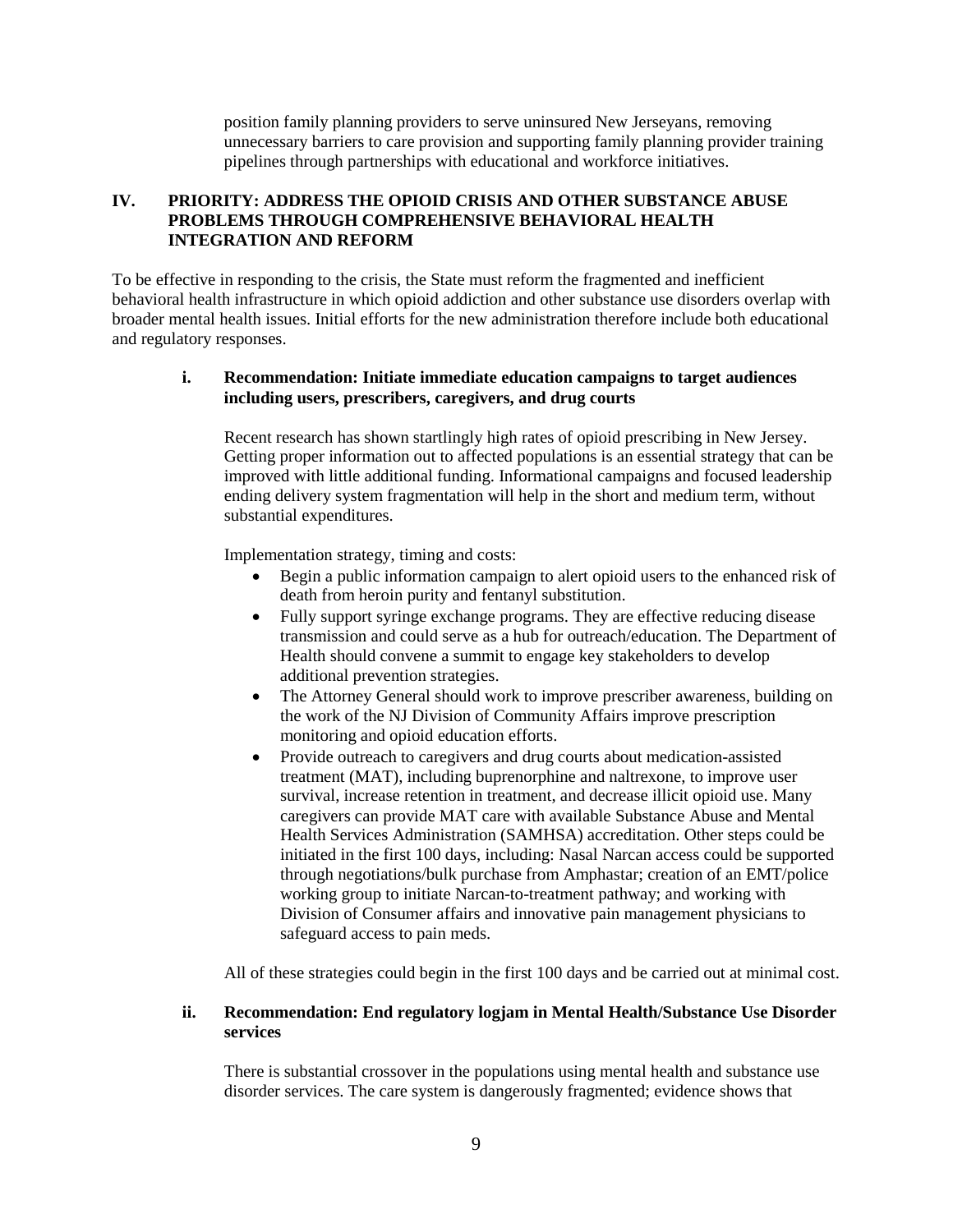position family planning providers to serve uninsured New Jerseyans, removing unnecessary barriers to care provision and supporting family planning provider training pipelines through partnerships with educational and workforce initiatives.

## IV. PRIORITY: ADDRESS THE OPIOID CRISIS AND OTHER SUBSTANCE ABUSE PROBLEMS THROUGH COMPREHENSIVE BEHAVIORAL HEALTH INTEGRATION AND REFORM

To be effective in responding to the crisis, the State must reform the fragmented and inefficient behavioral health infrastructure in which opioid addiction and other substance use disorders overlap with broader mental health issues. Initial efforts for the new administration therefore include both educational and regulatory responses.

### i. Recommendation: Initiate immediate education campaigns to target audiences including users, prescribers, caregivers, and drug courts

Recent research has shown startlingly high rates of opioid prescribing in New Jersey. Getting proper information out to affected populations is an essential strategy that can be improved with little additional funding. Informational campaigns and focused leadership ending delivery system fragmentation will help in the short and medium term, without substantial expenditures.

Implementation strategy, timing and costs:

- Begin a public information campaign to alert opioid users to the enhanced risk of death from heroin purity and fentanyl substitution.
- Fully support syringe exchange programs. They are effective reducing disease transmission and could serve as a hub for outreach/education. The Department of Health should convene a summit to engage key stakeholders to develop additional prevention strategies.
- The Attorney General should work to improve prescriber awareness, building on the work of the NJ Division of Community Affairs improve prescription monitoring and opioid education efforts.
- Provide outreach to caregivers and drug courts about medication-assisted treatment (MAT), including buprenorphine and naltrexone, to improve user survival, increase retention in treatment, and decrease illicit opioid use. Many caregivers can provide MAT care with available Substance Abuse and Mental Health Services Administration (SAMHSA) accreditation. Other steps could be initiated in the first 100 days, including: Nasal Narcan access could be supported through negotiations/bulk purchase from Amphastar; creation of an EMT/police working group to initiate Narcan-to-treatment pathway; and working with Division of Consumer affairs and innovative pain management physicians to safeguard access to pain meds.

All of these strategies could begin in the first 100 days and be carried out at minimal cost.

### ii. Recommendation: End regulatory logjam in Mental Health/Substance Use Disorder services

There is substantial crossover in the populations using mental health and substance use disorder services. The care system is dangerously fragmented; evidence shows that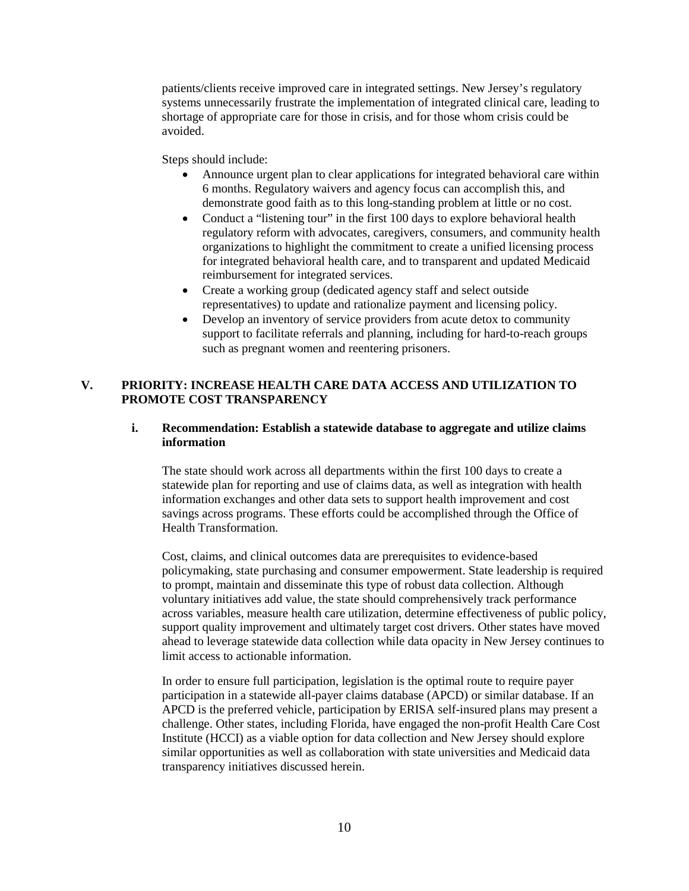patients/clients receive improved care in integrated settings. New Jersey's regulatory systems unnecessarily frustrate the implementation of integrated clinical care, leading to shortage of appropriate care for those in crisis, and for those whom crisis could be avoided.

Steps should include:

- Announce urgent plan to clear applications for integrated behavioral care within 6 months. Regulatory waivers and agency focus can accomplish this, and demonstrate good faith as to this long-standing problem at little or no cost.
- Conduct a "listening tour" in the first 100 days to explore behavioral health regulatory reform with advocates, caregivers, consumers, and community health organizations to highlight the commitment to create a unified licensing process for integrated behavioral health care, and to transparent and updated Medicaid reimbursement for integrated services.
- Create a working group (dedicated agency staff and select outside representatives) to update and rationalize payment and licensing policy.
- Develop an inventory of service providers from acute detox to community support to facilitate referrals and planning, including for hard-to-reach groups such as pregnant women and reentering prisoners.

## V. PRIORITY: INCREASE HEALTH CARE DATA ACCESS AND UTILIZATION TO PROMOTE COST TRANSPARENCY

### i. Recommendation: Establish a statewide database to aggregate and utilize claims information

The state should work across all departments within the first 100 days to create a statewide plan for reporting and use of claims data, as well as integration with health information exchanges and other data sets to support health improvement and cost savings across programs. These efforts could be accomplished through the Office of Health Transformation.

Cost, claims, and clinical outcomes data are prerequisites to evidence-based policymaking, state purchasing and consumer empowerment. State leadership is required to prompt, maintain and disseminate this type of robust data collection. Although voluntary initiatives add value, the state should comprehensively track performance across variables, measure health care utilization, determine effectiveness of public policy, support quality improvement and ultimately target cost drivers. Other states have moved ahead to leverage statewide data collection while data opacity in New Jersey continues to limit access to actionable information.

In order to ensure full participation, legislation is the optimal route to require payer participation in a statewide all-payer claims database (APCD) or similar database. If an APCD is the preferred vehicle, participation by ERISA self-insured plans may present a challenge. Other states, including Florida, have engaged the non-profit Health Care Cost Institute (HCCI) as a viable option for data collection and New Jersey should explore similar opportunities as well as collaboration with state universities and Medicaid data transparency initiatives discussed herein.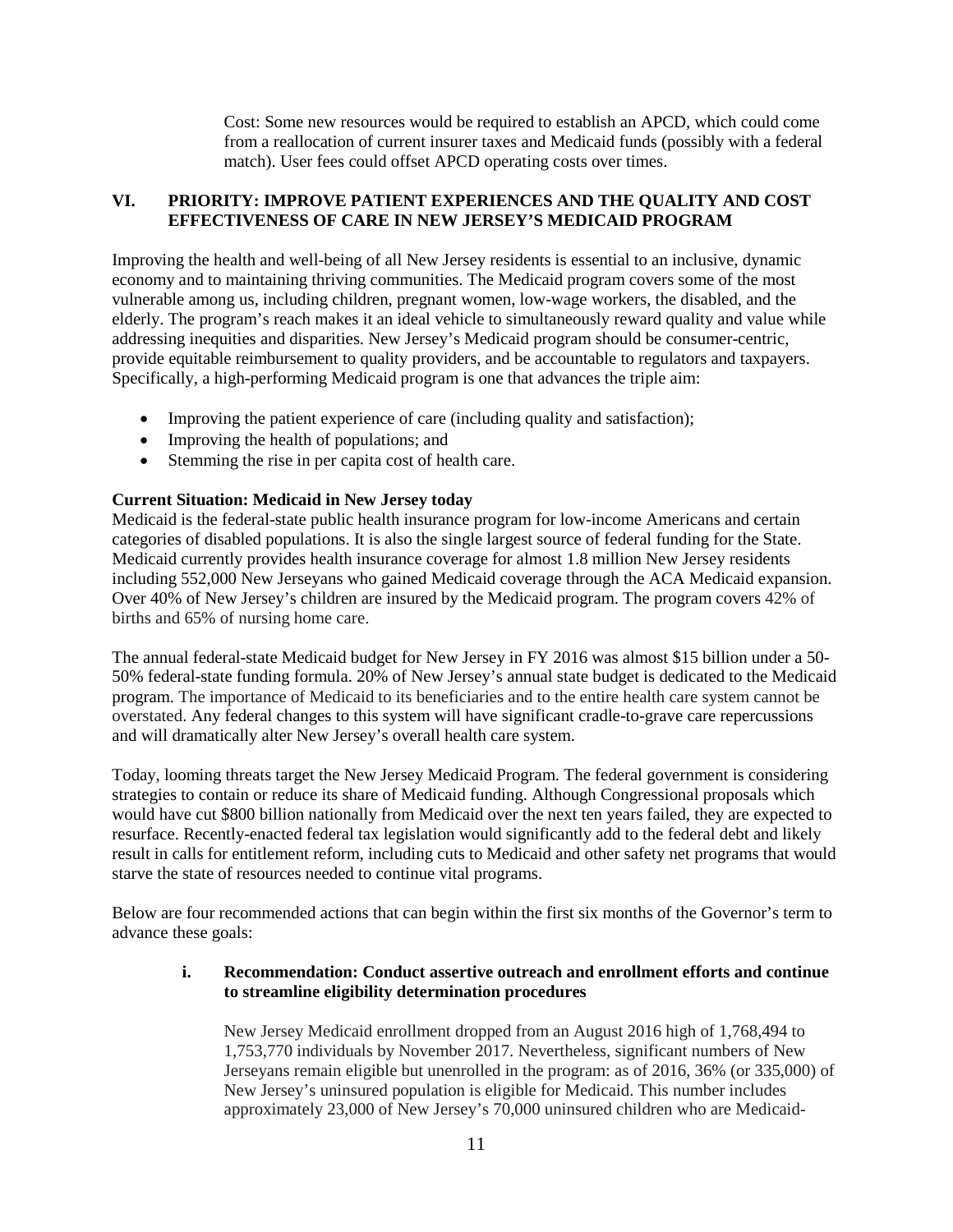Cost: Some new resources would be required to establish an APCD, which could come from a reallocation of current insurer taxes and Medicaid funds (possibly with a federal match). User fees could offset APCD operating costs over times.

## VI. PRIORITY: IMPROVE PATIENT EXPERIENCES AND THE QUALITY AND COST EFFECTIVENESS OF CARE IN NEW JERSEY'S MEDICAID PROGRAM

Improving the health and well-being of all New Jersey residents is essential to an inclusive, dynamic economy and to maintaining thriving communities. The Medicaid program covers some of the most vulnerable among us, including children, pregnant women, low-wage workers, the disabled, and the elderly. The program's reach makes it an ideal vehicle to simultaneously reward quality and value while addressing inequities and disparities. New Jersey's Medicaid program should be consumer-centric, provide equitable reimbursement to quality providers, and be accountable to regulators and taxpayers. Specifically, a high-performing Medicaid program is one that advances the triple aim:

- Improving the patient experience of care (including quality and satisfaction);
- Improving the health of populations; and
- Stemming the rise in per capita cost of health care.

**Current Situation: Medicaid in New Jersey today**

Medicaid is the federal-state public health insurance program for low-income Americans and certain categories of disabled populations. It is also the single largest source of federal funding for the State. Medicaid currently provides health insurance coverage for almost 1.8 million New Jersey residents including 552,000 New Jerseyans who gained Medicaid coverage through the ACA Medicaid expansion. Over 40% of New Jersey's children are insured by the Medicaid program. The program covers 42% of births and 65% of nursing home care.

The annual federal-state Medicaid budget for New Jersey in FY 2016 was almost $15 billion under a 50-50% federal-state funding formula. 20% of New Jersey's annual state budget is dedicated to the Medicaid program. The importance of Medicaid to its beneficiaries and to the entire health care system cannot be overstated. Any federal changes to this system will have significant cradle-to-grave care repercussions and will dramatically alter New Jersey's overall health care system.

Today, looming threats target the New Jersey Medicaid Program. The federal government is considering strategies to contain or reduce its share of Medicaid funding. Although Congressional proposals which would have cut $800 billion nationally from Medicaid over the next ten years failed, they are expected to resurface. Recently-enacted federal tax legislation would significantly add to the federal debt and likely result in calls for entitlement reform, including cuts to Medicaid and other safety net programs that would starve the state of resources needed to continue vital programs.

Below are four recommended actions that can begin within the first six months of the Governor's term to advance these goals:

### i. Recommendation: Conduct assertive outreach and enrollment efforts and continue to streamline eligibility determination procedures

New Jersey Medicaid enrollment dropped from an August 2016 high of 1,768,494 to 1,753,770 individuals by November 2017. Nevertheless, significant numbers of New Jerseyans remain eligible but unenrolled in the program: as of 2016, 36% (or 335,000) of New Jersey's uninsured population is eligible for Medicaid. This number includes approximately 23,000 of New Jersey's 70,000 uninsured children who are Medicaid-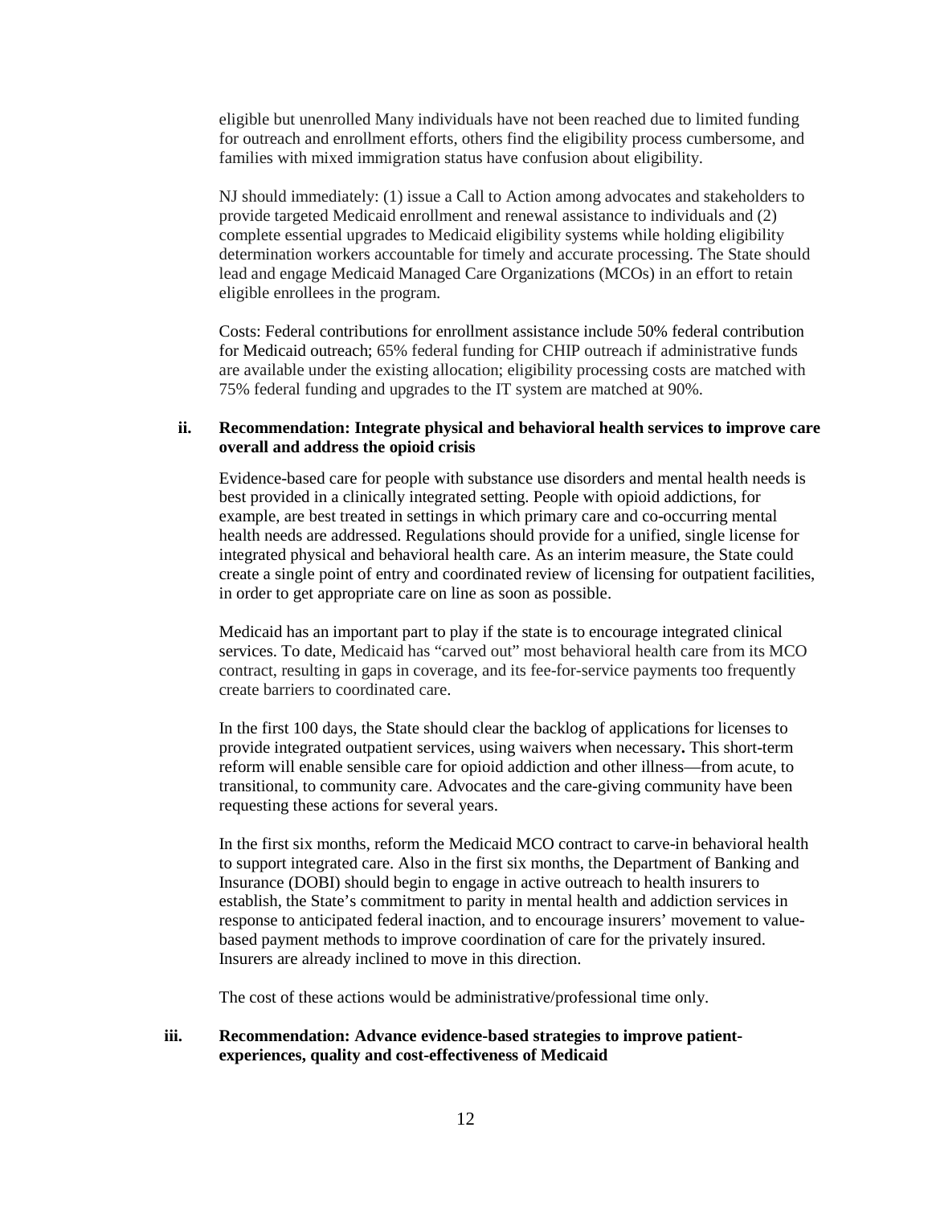eligible but unenrolled Many individuals have not been reached due to limited funding for outreach and enrollment efforts, others find the eligibility process cumbersome, and families with mixed immigration status have confusion about eligibility.

NJ should immediately: (1) issue a Call to Action among advocates and stakeholders to provide targeted Medicaid enrollment and renewal assistance to individuals and (2) complete essential upgrades to Medicaid eligibility systems while holding eligibility determination workers accountable for timely and accurate processing. The State should lead and engage Medicaid Managed Care Organizations (MCOs) in an effort to retain eligible enrollees in the program.

Costs: Federal contributions for enrollment assistance include 50% federal contribution for Medicaid outreach; 65% federal funding for CHIP outreach if administrative funds are available under the existing allocation; eligibility processing costs are matched with 75% federal funding and upgrades to the IT system are matched at 90%.

### ii. Recommendation: Integrate physical and behavioral health services to improve care overall and address the opioid crisis

Evidence-based care for people with substance use disorders and mental health needs is best provided in a clinically integrated setting. People with opioid addictions, for example, are best treated in settings in which primary care and co-occurring mental health needs are addressed. Regulations should provide for a unified, single license for integrated physical and behavioral health care. As an interim measure, the State could create a single point of entry and coordinated review of licensing for outpatient facilities, in order to get appropriate care on line as soon as possible.

Medicaid has an important part to play if the state is to encourage integrated clinical services. To date, Medicaid has "carved out" most behavioral health care from its MCO contract, resulting in gaps in coverage, and its fee-for-service payments too frequently create barriers to coordinated care.

In the first 100 days, the State should clear the backlog of applications for licenses to provide integrated outpatient services, using waivers when necessary**.** This short-term reform will enable sensible care for opioid addiction and other illness—from acute, to transitional, to community care. Advocates and the care-giving community have been requesting these actions for several years.

In the first six months, reform the Medicaid MCO contract to carve-in behavioral health to support integrated care. Also in the first six months, the Department of Banking and Insurance (DOBI) should begin to engage in active outreach to health insurers to establish, the State's commitment to parity in mental health and addiction services in response to anticipated federal inaction, and to encourage insurers' movement to value-based payment methods to improve coordination of care for the privately insured. Insurers are already inclined to move in this direction.

The cost of these actions would be administrative/professional time only.

### iii. Recommendation: Advance evidence-based strategies to improve patient-experiences, quality and cost-effectiveness of Medicaid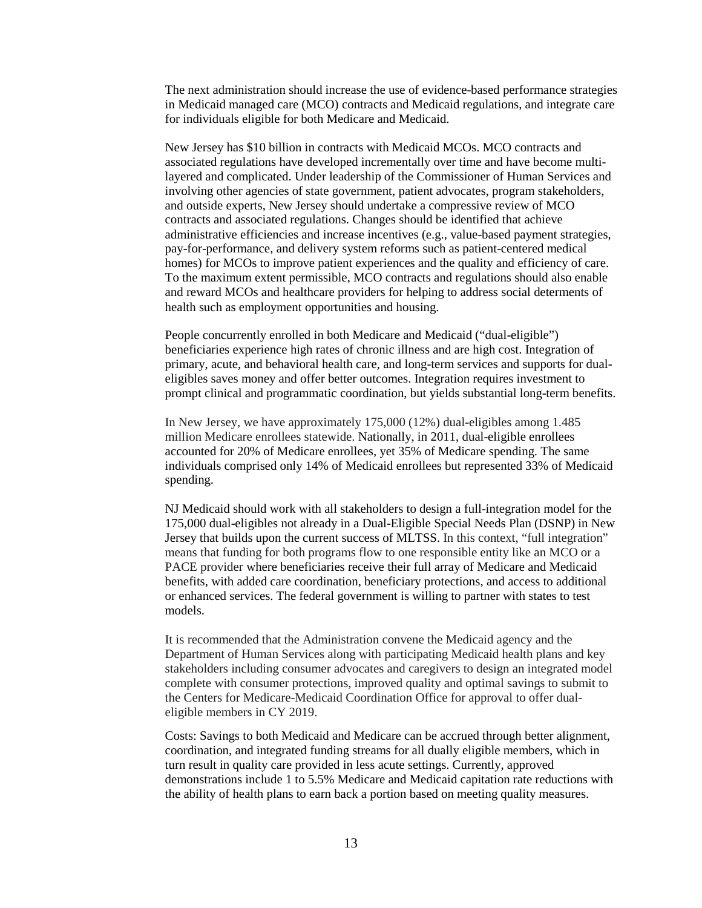The next administration should increase the use of evidence-based performance strategies in Medicaid managed care (MCO) contracts and Medicaid regulations, and integrate care for individuals eligible for both Medicare and Medicaid.

New Jersey has $10 billion in contracts with Medicaid MCOs. MCO contracts and associated regulations have developed incrementally over time and have become multi-layered and complicated. Under leadership of the Commissioner of Human Services and involving other agencies of state government, patient advocates, program stakeholders, and outside experts, New Jersey should undertake a compressive review of MCO contracts and associated regulations. Changes should be identified that achieve administrative efficiencies and increase incentives (e.g., value-based payment strategies, pay-for-performance, and delivery system reforms such as patient-centered medical homes) for MCOs to improve patient experiences and the quality and efficiency of care. To the maximum extent permissible, MCO contracts and regulations should also enable and reward MCOs and healthcare providers for helping to address social determents of health such as employment opportunities and housing.

People concurrently enrolled in both Medicare and Medicaid ("dual-eligible") beneficiaries experience high rates of chronic illness and are high cost. Integration of primary, acute, and behavioral health care, and long-term services and supports for dual-eligibles saves money and offer better outcomes. Integration requires investment to prompt clinical and programmatic coordination, but yields substantial long-term benefits.

In New Jersey, we have approximately 175,000 (12%) dual-eligibles among 1.485 million Medicare enrollees statewide. Nationally, in 2011, dual-eligible enrollees accounted for 20% of Medicare enrollees, yet 35% of Medicare spending. The same individuals comprised only 14% of Medicaid enrollees but represented 33% of Medicaid spending.

NJ Medicaid should work with all stakeholders to design a full-integration model for the 175,000 dual-eligibles not already in a Dual-Eligible Special Needs Plan (DSNP) in New Jersey that builds upon the current success of MLTSS. In this context, "full integration" means that funding for both programs flow to one responsible entity like an MCO or a PACE provider where beneficiaries receive their full array of Medicare and Medicaid benefits, with added care coordination, beneficiary protections, and access to additional or enhanced services. The federal government is willing to partner with states to test models.

It is recommended that the Administration convene the Medicaid agency and the Department of Human Services along with participating Medicaid health plans and key stakeholders including consumer advocates and caregivers to design an integrated model complete with consumer protections, improved quality and optimal savings to submit to the Centers for Medicare-Medicaid Coordination Office for approval to offer dual-eligible members in CY 2019.

Costs: Savings to both Medicaid and Medicare can be accrued through better alignment, coordination, and integrated funding streams for all dually eligible members, which in turn result in quality care provided in less acute settings. Currently, approved demonstrations include 1 to 5.5% Medicare and Medicaid capitation rate reductions with the ability of health plans to earn back a portion based on meeting quality measures.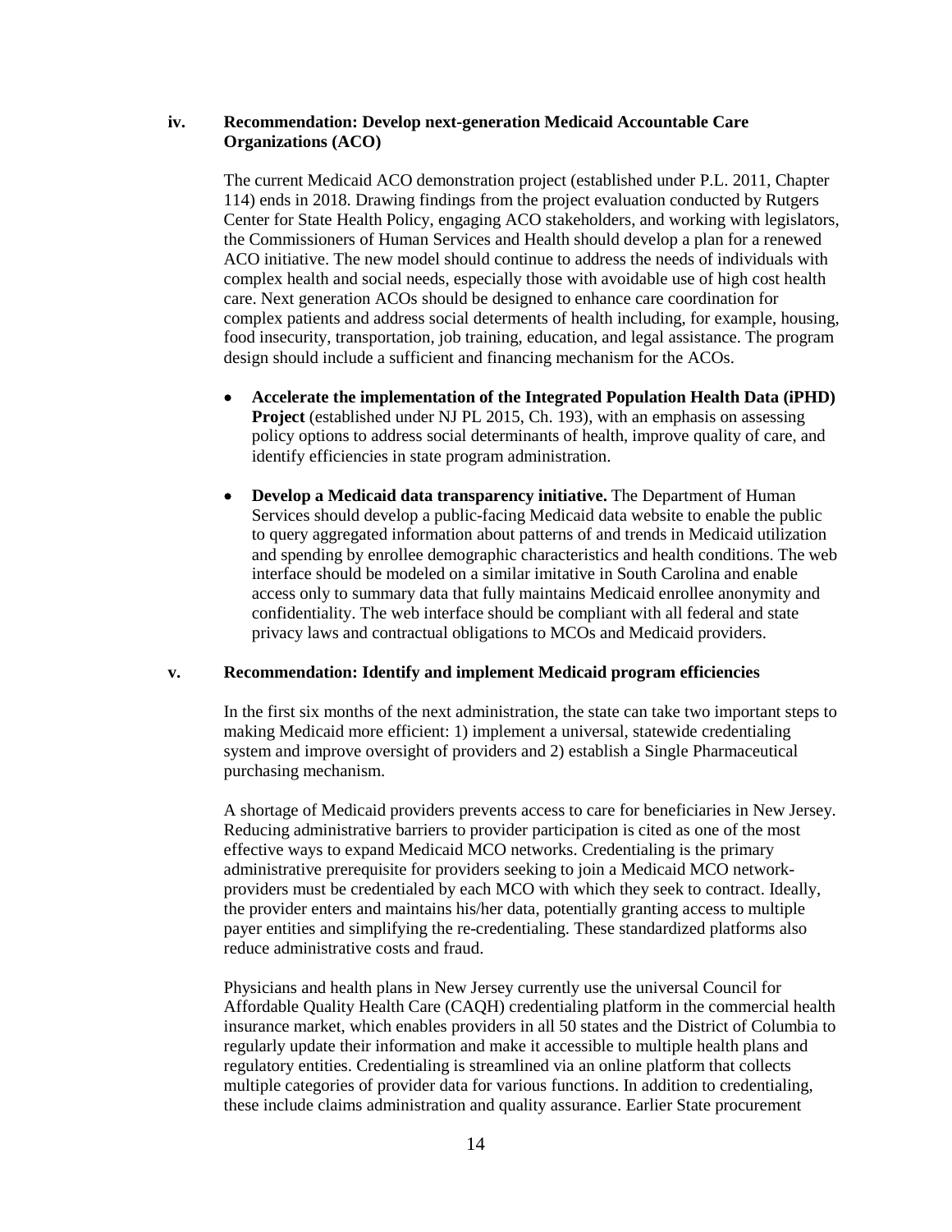### iv. Recommendation: Develop next-generation Medicaid Accountable Care Organizations (ACO)

The current Medicaid ACO demonstration project (established under P.L. 2011, Chapter 114) ends in 2018. Drawing findings from the project evaluation conducted by Rutgers Center for State Health Policy, engaging ACO stakeholders, and working with legislators, the Commissioners of Human Services and Health should develop a plan for a renewed ACO initiative. The new model should continue to address the needs of individuals with complex health and social needs, especially those with avoidable use of high cost health care. Next generation ACOs should be designed to enhance care coordination for complex patients and address social determents of health including, for example, housing, food insecurity, transportation, job training, education, and legal assistance. The program design should include a sufficient and financing mechanism for the ACOs.

- **Accelerate the implementation of the Integrated Population Health Data (iPHD) Project** (established under NJ PL 2015, Ch. 193), with an emphasis on assessing policy options to address social determinants of health, improve quality of care, and identify efficiencies in state program administration.
- **Develop a Medicaid data transparency initiative.** The Department of Human Services should develop a public-facing Medicaid data website to enable the public to query aggregated information about patterns of and trends in Medicaid utilization and spending by enrollee demographic characteristics and health conditions. The web interface should be modeled on a similar imitative in South Carolina and enable access only to summary data that fully maintains Medicaid enrollee anonymity and confidentiality. The web interface should be compliant with all federal and state privacy laws and contractual obligations to MCOs and Medicaid providers.

### v. Recommendation: Identify and implement Medicaid program efficiencies

In the first six months of the next administration, the state can take two important steps to making Medicaid more efficient: 1) implement a universal, statewide credentialing system and improve oversight of providers and 2) establish a Single Pharmaceutical purchasing mechanism.

A shortage of Medicaid providers prevents access to care for beneficiaries in New Jersey. Reducing administrative barriers to provider participation is cited as one of the most effective ways to expand Medicaid MCO networks. Credentialing is the primary administrative prerequisite for providers seeking to join a Medicaid MCO network-providers must be credentialed by each MCO with which they seek to contract. Ideally, the provider enters and maintains his/her data, potentially granting access to multiple payer entities and simplifying the re-credentialing. These standardized platforms also reduce administrative costs and fraud.

Physicians and health plans in New Jersey currently use the universal Council for Affordable Quality Health Care (CAQH) credentialing platform in the commercial health insurance market, which enables providers in all 50 states and the District of Columbia to regularly update their information and make it accessible to multiple health plans and regulatory entities. Credentialing is streamlined via an online platform that collects multiple categories of provider data for various functions. In addition to credentialing, these include claims administration and quality assurance. Earlier State procurement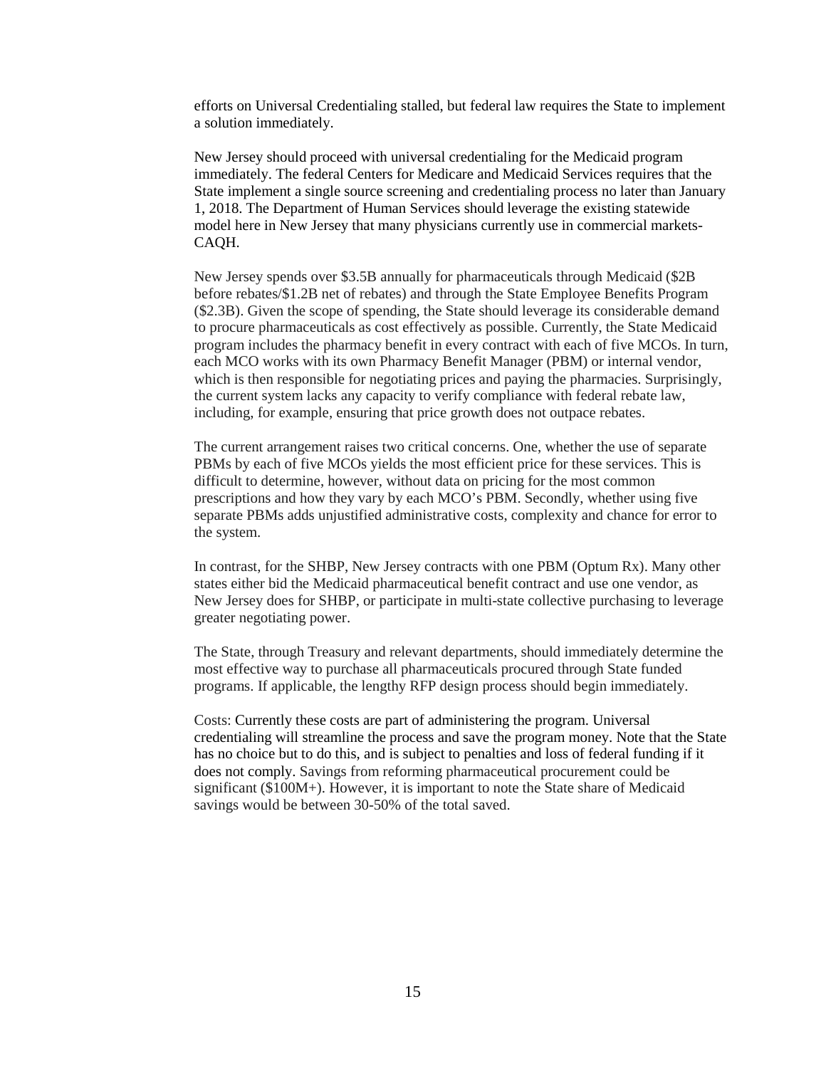efforts on Universal Credentialing stalled, but federal law requires the State to implement a solution immediately.

New Jersey should proceed with universal credentialing for the Medicaid program immediately. The federal Centers for Medicare and Medicaid Services requires that the State implement a single source screening and credentialing process no later than January 1, 2018. The Department of Human Services should leverage the existing statewide model here in New Jersey that many physicians currently use in commercial markets- CAQH.

New Jersey spends over $3.5B annually for pharmaceuticals through Medicaid ($2B before rebates/$1.2B net of rebates) and through the State Employee Benefits Program ($2.3B). Given the scope of spending, the State should leverage its considerable demand to procure pharmaceuticals as cost effectively as possible. Currently, the State Medicaid program includes the pharmacy benefit in every contract with each of five MCOs. In turn, each MCO works with its own Pharmacy Benefit Manager (PBM) or internal vendor, which is then responsible for negotiating prices and paying the pharmacies. Surprisingly, the current system lacks any capacity to verify compliance with federal rebate law, including, for example, ensuring that price growth does not outpace rebates.

The current arrangement raises two critical concerns. One, whether the use of separate PBMs by each of five MCOs yields the most efficient price for these services. This is difficult to determine, however, without data on pricing for the most common prescriptions and how they vary by each MCO's PBM. Secondly, whether using five separate PBMs adds unjustified administrative costs, complexity and chance for error to the system.

In contrast, for the SHBP, New Jersey contracts with one PBM (Optum Rx). Many other states either bid the Medicaid pharmaceutical benefit contract and use one vendor, as New Jersey does for SHBP, or participate in multi-state collective purchasing to leverage greater negotiating power.

The State, through Treasury and relevant departments, should immediately determine the most effective way to purchase all pharmaceuticals procured through State funded programs. If applicable, the lengthy RFP design process should begin immediately.

Costs: Currently these costs are part of administering the program. Universal credentialing will streamline the process and save the program money. Note that the State has no choice but to do this, and is subject to penalties and loss of federal funding if it does not comply. Savings from reforming pharmaceutical procurement could be significant ($100M+). However, it is important to note the State share of Medicaid savings would be between 30-50% of the total saved.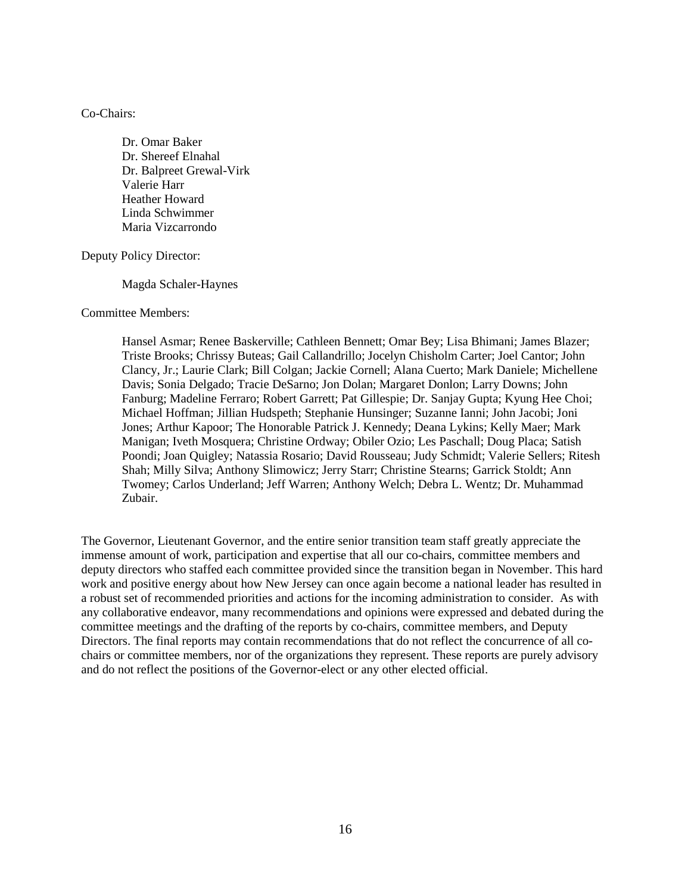Co-Chairs:

Dr. Omar Baker
Dr. Shereef Elnahal
Dr. Balpreet Grewal-Virk
Valerie Harr
Heather Howard
Linda Schwimmer
Maria Vizcarrondo

Deputy Policy Director:

Magda Schaler-Haynes

Committee Members:

Hansel Asmar; Renee Baskerville; Cathleen Bennett; Omar Bey; Lisa Bhimani; James Blazer; Triste Brooks; Chrissy Buteas; Gail Callandrillo; Jocelyn Chisholm Carter; Joel Cantor; John Clancy, Jr.; Laurie Clark; Bill Colgan; Jackie Cornell; Alana Cuerto; Mark Daniele; Michellene Davis; Sonia Delgado; Tracie DeSarno; Jon Dolan; Margaret Donlon; Larry Downs; John Fanburg; Madeline Ferraro; Robert Garrett; Pat Gillespie; Dr. Sanjay Gupta; Kyung Hee Choi; Michael Hoffman; Jillian Hudspeth; Stephanie Hunsinger; Suzanne Ianni; John Jacobi; Joni Jones; Arthur Kapoor; The Honorable Patrick J. Kennedy; Deana Lykins; Kelly Maer; Mark Manigan; Iveth Mosquera; Christine Ordway; Obiler Ozio; Les Paschall; Doug Placa; Satish Poondi; Joan Quigley; Natassia Rosario; David Rousseau; Judy Schmidt; Valerie Sellers; Ritesh Shah; Milly Silva; Anthony Slimowicz; Jerry Starr; Christine Stearns; Garrick Stoldt; Ann Twomey; Carlos Underland; Jeff Warren; Anthony Welch; Debra L. Wentz; Dr. Muhammad Zubair.

The Governor, Lieutenant Governor, and the entire senior transition team staff greatly appreciate the immense amount of work, participation and expertise that all our co-chairs, committee members and deputy directors who staffed each committee provided since the transition began in November. This hard work and positive energy about how New Jersey can once again become a national leader has resulted in a robust set of recommended priorities and actions for the incoming administration to consider. As with any collaborative endeavor, many recommendations and opinions were expressed and debated during the committee meetings and the drafting of the reports by co-chairs, committee members, and Deputy Directors. The final reports may contain recommendations that do not reflect the concurrence of all co-chairs or committee members, nor of the organizations they represent. These reports are purely advisory and do not reflect the positions of the Governor-elect or any other elected official.